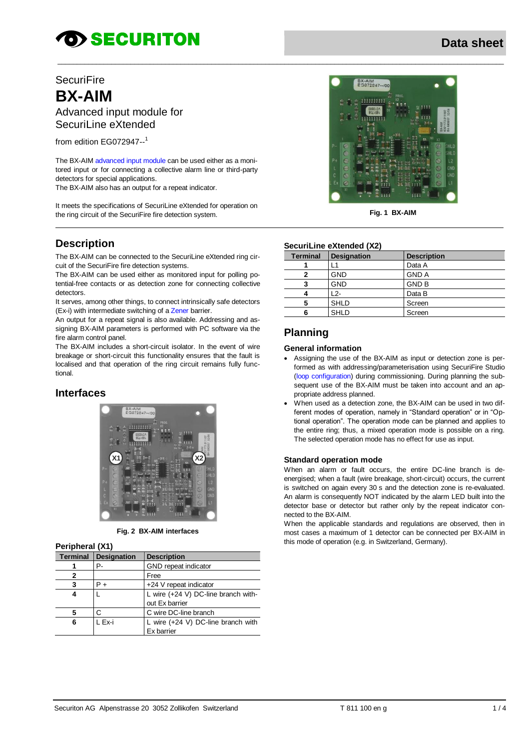SecuriFire

# BX-AIM

Advanced input module for SecuriLine eXtended

from edition EG072947--[1]

The BX-AIM advanced input module can be used either as a monitored input or for connecting a collective alarm line or third-party detectors for special applications.
The BX-AIM also has an output for a repeat indicator.

It meets the specifications of SecuriLine eXtended for operation on the ring circuit of the SecuriFire fire detection system.

**Fig. 1 BX-AIM**

## Description

The BX-AIM can be connected to the SecuriLine eXtended ring circuit of the SecuriFire fire detection systems.
The BX-AIM can be used either as monitored input for polling potential-free contacts or as detection zone for connecting collective detectors.
It serves, among other things, to connect intrinsically safe detectors (Ex-i) with intermediate switching of a Zener barrier.
An output for a repeat signal is also available. Addressing and assigning BX-AIM parameters is performed with PC software via the fire alarm control panel.
The BX-AIM includes a short-circuit isolator. In the event of wire breakage or short-circuit this functionality ensures that the fault is localised and that operation of the ring circuit remains fully functional.

## Interfaces

**Fig. 2 BX-AIM interfaces**

### Peripheral (X1)

| Terminal | Designation | Description |
|---|---|---|
| 1 | P- | GND repeat indicator |
| 2 | | Free |
| 3 | P + | +24 V repeat indicator |
| 4 | L | L wire (+24 V) DC-line branch without Ex barrier |
| 5 | C | C wire DC-line branch |
| 6 | L Ex-i | L wire (+24 V) DC-line branch with Ex barrier |

### SecuriLine eXtended (X2)

| Terminal | Designation | Description |
|---|---|---|
| 1 | L1 | Data A |
| 2 | GND | GND A |
| 3 | GND | GND B |
| 4 | L2- | Data B |
| 5 | SHLD | Screen |
| 6 | SHLD | Screen |

## Planning

### General information

- Assigning the use of the BX-AIM as input or detection zone is performed as with addressing/parameterisation using SecuriFire Studio (loop configuration) during commissioning. During planning the subsequent use of the BX-AIM must be taken into account and an appropriate address planned.
- When used as a detection zone, the BX-AIM can be used in two different modes of operation, namely in “Standard operation” or in “Optional operation”. The operation mode can be planned and applies to the entire ring; thus, a mixed operation mode is possible on a ring. The selected operation mode has no effect for use as input.

### Standard operation mode

When an alarm or fault occurs, the entire DC-line branch is de-energised; when a fault (wire breakage, short-circuit) occurs, the current is switched on again every 30 s and the detection zone is re-evaluated. An alarm is consequently NOT indicated by the alarm LED built into the detector base or detector but rather only by the repeat indicator connected to the BX-AIM.
When the applicable standards and regulations are observed, then in most cases a maximum of 1 detector can be connected per BX-AIM in this mode of operation (e.g. in Switzerland, Germany).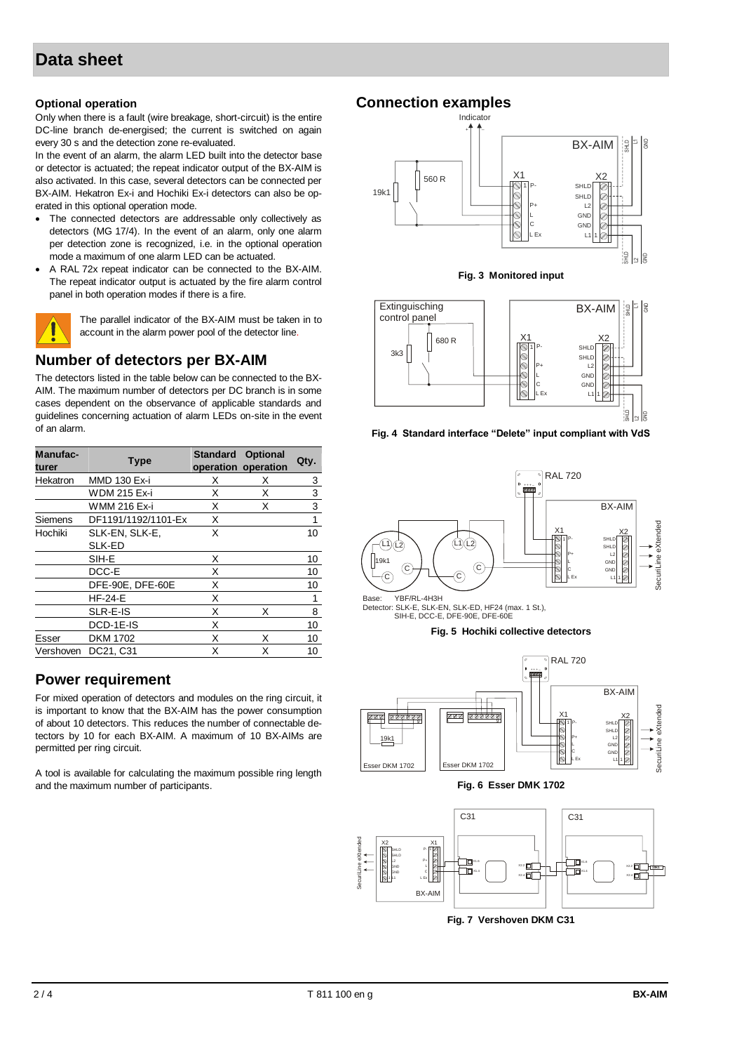## Optional operation

Only when there is a fault (wire breakage, short-circuit) is the entire DC-line branch de-energised; the current is switched on again every 30 s and the detection zone re-evaluated.

In the event of an alarm, the alarm LED built into the detector base or detector is actuated; the repeat indicator output of the BX-AIM is also activated. In this case, several detectors can be connected per BX-AIM. Hekatron Ex-i and Hochiki Ex-i detectors can also be operated in this optional operation mode.

- The connected detectors are addressable only collectively as detectors (MG 17/4). In the event of an alarm, only one alarm per detection zone is recognized, i.e. in the optional operation mode a maximum of one alarm LED can be actuated.
- A RAL 72x repeat indicator can be connected to the BX-AIM. The repeat indicator output is actuated by the fire alarm control panel in both operation modes if there is a fire.

The parallel indicator of the BX-AIM must be taken in to account in the alarm power pool of the detector line.

## Number of detectors per BX-AIM

The detectors listed in the table below can be connected to the BX-AIM. The maximum number of detectors per DC branch is in some cases dependent on the observance of applicable standards and guidelines concerning actuation of alarm LEDs on-site in the event of an alarm.

| Manufacturer | Type | Standard operation | Optional operation | Qty. |
|---|---|---|---|---|
| Hekatron | MMD 130 Ex-i | X | X | 3 |
| | WDM 215 Ex-i | X | X | 3 |
| | WMM 216 Ex-i | X | X | 3 |
| Siemens | DF1191/1192/1101-Ex | X | | 1 |
| Hochiki | SLK-EN, SLK-E, SLK-ED | X | | 10 |
| | SIH-E | X | | 10 |
| | DCC-E | X | | 10 |
| | DFE-90E, DFE-60E | X | | 10 |
| | HF-24-E | X | | 1 |
| | SLR-E-IS | X | X | 8 |
| | DCD-1E-IS | X | | 10 |
| Esser | DKM 1702 | X | X | 10 |
| Vershoven | DC21, C31 | X | X | 10 |

## Power requirement

For mixed operation of detectors and modules on the ring circuit, it is important to know that the BX-AIM has the power consumption of about 10 detectors. This reduces the number of connectable detectors by 10 for each BX-AIM. A maximum of 10 BX-AIMs are permitted per ring circuit.

A tool is available for calculating the maximum possible ring length and the maximum number of participants.

## Connection examples

**Fig. 3 Monitored input**

**Fig. 4 Standard interface "Delete" input compliant with VdS**

Base: YBF/RL-4H3H
Detector: SLK-E, SLK-EN, SLK-ED, HF24 (max. 1 St.), SIH-E, DCC-E, DFE-90E, DFE-60E

**Fig. 5 Hochiki collective detectors**

**Fig. 6 Esser DMK 1702**

**Fig. 7 Vershoven DKM C31**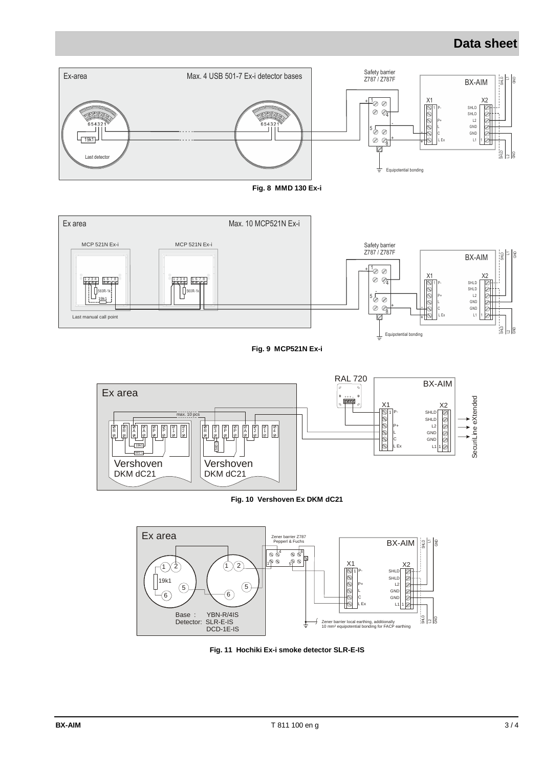## Data sheet

Ex-area

Max. 4 USB 501-7 Ex-i detector bases

Safety barrier
Z787 / Z787F

BX-AIM

Last detector

Equipotential bonding

**Fig. 8 MMD 130 Ex-i**

Ex area

Max. 10 MCP521N Ex-i

MCP 521N Ex-i

Safety barrier
Z787 / Z787F

BX-AIM

Last manual call point

Equipotential bonding

**Fig. 9 MCP521N Ex-i**

Ex area

RAL 720

BX-AIM

max. 10 pcs

SecuriLine eXtended

Vershoven
DKM dC21

Vershoven
DKM dC21

**Fig. 10 Vershoven Ex DKM dC21**

Ex area

Zener barrier Z787
Pepperl & Fuchs

BX-AIM

Base : YBN-R/4IS
Detector: SLR-E-IS
DCD-1E-IS

Zener barrier local earthing, additionally
10 mm² equipotential bonding for FACP earthing

**Fig. 11 Hochiki Ex-i smoke detector SLR-E-IS**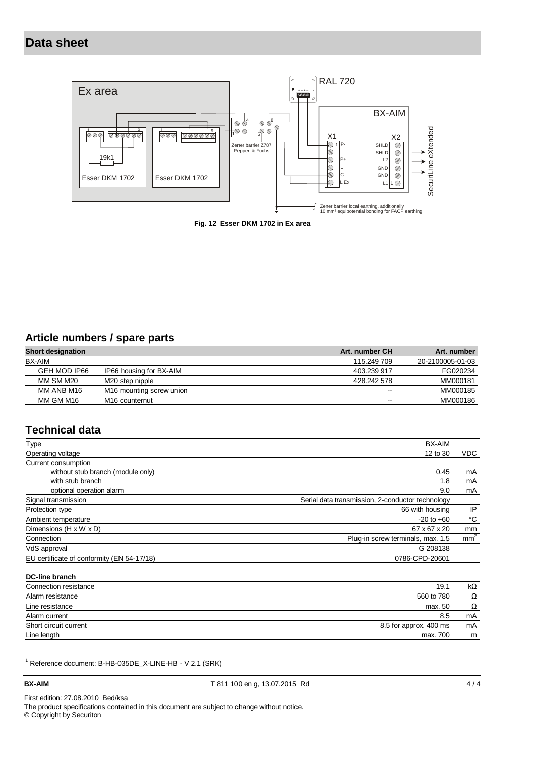# Data sheet

Ex area

Esser DKM 1702

19k1

Esser DKM 1702

Zener barrier Z787
Pepperl & Fuchs

RAL 720

BX-AIM

X1

P-

P+

L

C

L Ex

X2

SHLD

SHLD

L2

GND

GND

L1

SecuriLine eXtended

Zener barrier local earthing, additionally
10 mm² equipotential bonding for FACP earthing

**Fig. 12 Esser DKM 1702 in Ex area**

## Article numbers / spare parts

| Short designation | | Art. number CH | Art. number |
|---|---|---|---|
| BX-AIM | | 115.249 709 | 20-2100005-01-03 |
| GEH MOD IP66 | IP66 housing for BX-AIM | 403.239 917 | FG020234 |
| MM SM M20 | M20 step nipple | 428.242 578 | MM000181 |
| MM ANB M16 | M16 mounting screw union | -- | MM000185 |
| MM GM M16 | M16 counternut | -- | MM000186 |

## Technical data

| Type | BX-AIM | |
|---|---|---|
| Operating voltage | 12 to 30 | VDC |
| Current consumption | | |
| without stub branch (module only) | 0.45 | mA |
| with stub branch | 1.8 | mA |
| optional operation alarm | 9.0 | mA |
| Signal transmission | Serial data transmission, 2-conductor technology | |
| Protection type | 66 with housing | IP |
| Ambient temperature | -20 to +60 | °C |
| Dimensions (H x W x D) | 67 x 67 x 20 | mm |
| Connection | Plug-in screw terminals, max. 1.5 | $mm^2$ |
| VdS approval | G 208138 | |
| EU certificate of conformity (EN 54-17/18) | 0786-CPD-20601 | |

**DC-line branch**

| | | |
|---|---|---|
| Connection resistance | 19.1 | kΩ |
| Alarm resistance | 560 to 780 | Ω |
| Line resistance | max. 50 | Ω |
| Alarm current | 8.5 | mA |
| Short circuit current | 8.5 for approx. 400 ms | mA |
| Line length | max. 700 | m |

[1] Reference document: B-HB-035DE_X-LINE-HB - V 2.1 (SRK)

BX-AIM T 811 100 en g, 13.07.2015 Rd

First edition: 27.08.2010 Bed/ksa
The product specifications contained in this document are subject to change without notice.
© Copyright by Securiton